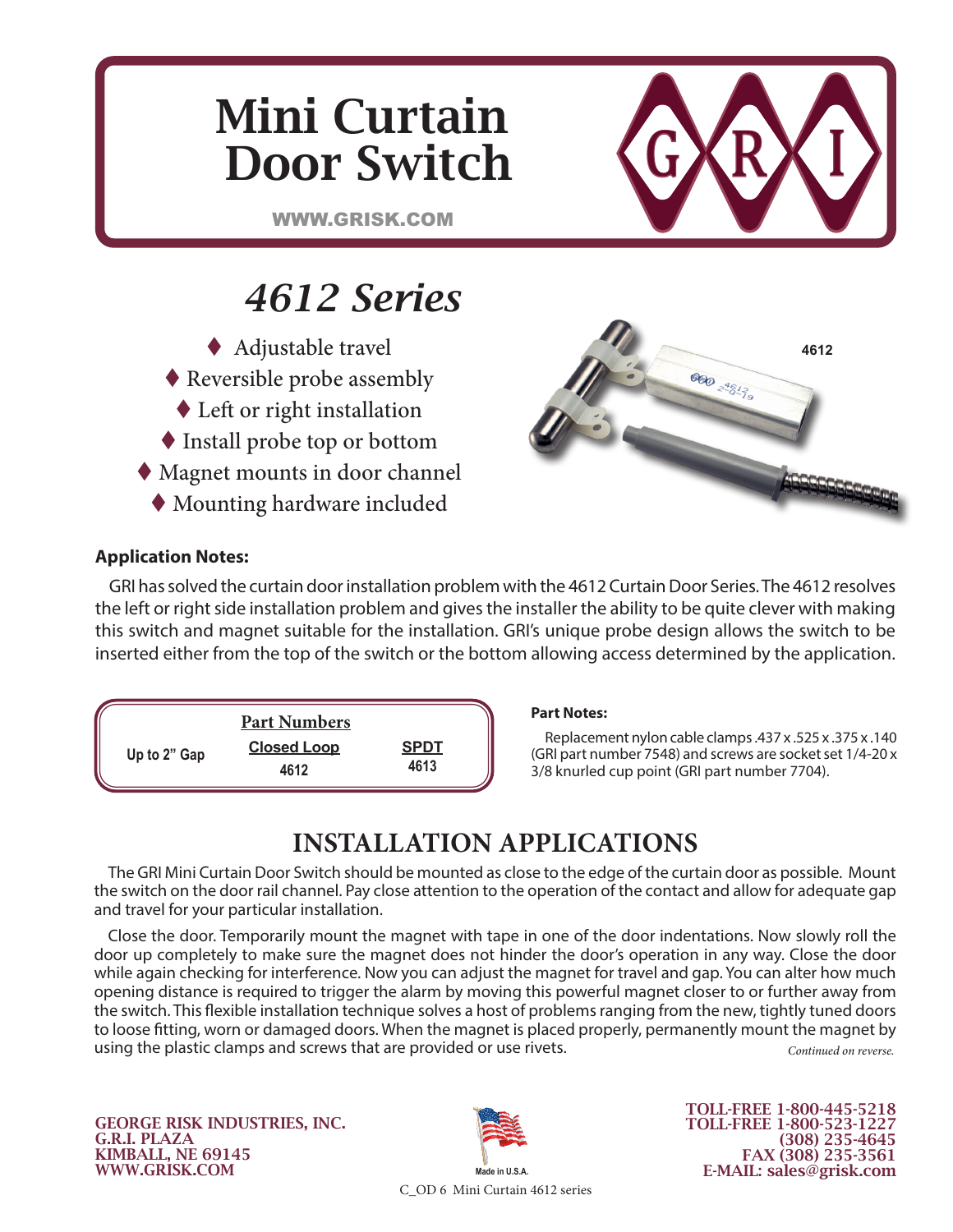# Mini Curtain Door Switch

WWW.GRISK.COM

## *4612 Series*

- Adjustable travel
- Reversible probe assembly
- Left or right installation
- Install probe top or bottom
- Magnet mounts in door channel
- Mounting hardware included

4612

**Application Notes:**

GRI has solved the curtain door installation problem with the 4612 Curtain Door Series. The 4612 resolves the left or right side installation problem and gives the installer the ability to be quite clever with making this switch and magnet suitable for the installation. GRI's unique probe design allows the switch to be inserted either from the top of the switch or the bottom allowing access determined by the application.

| | Part Numbers | |
|---|---|---|
| | Closed Loop | SPDT |
| Up to 2" Gap | 4612 | 4613 |

**Part Notes:**

Replacement nylon cable clamps .437 x .525 x .375 x .140 (GRI part number 7548) and screws are socket set 1/4-20 x 3/8 knurled cup point (GRI part number 7704).

## INSTALLATION APPLICATIONS

The GRI Mini Curtain Door Switch should be mounted as close to the edge of the curtain door as possible. Mount the switch on the door rail channel. Pay close attention to the operation of the contact and allow for adequate gap and travel for your particular installation.

Close the door. Temporarily mount the magnet with tape in one of the door indentations. Now slowly roll the door up completely to make sure the magnet does not hinder the door's operation in any way. Close the door while again checking for interference. Now you can adjust the magnet for travel and gap. You can alter how much opening distance is required to trigger the alarm by moving this powerful magnet closer to or further away from the switch. This flexible installation technique solves a host of problems ranging from the new, tightly tuned doors to loose fitting, worn or damaged doors. When the magnet is placed properly, permanently mount the magnet by using the plastic clamps and screws that are provided or use rivets.

*Continued on reverse.*

GEORGE RISK INDUSTRIES, INC.
G.R.I. PLAZA
KIMBALL, NE 69145
WWW.GRISK.COM

Made in U.S.A.

TOLL-FREE 1-800-445-5218
TOLL-FREE 1-800-523-1227
(308) 235-4645
FAX (308) 235-3561
E-MAIL: sales@grisk.com

C_OD 6 Mini Curtain 4612 series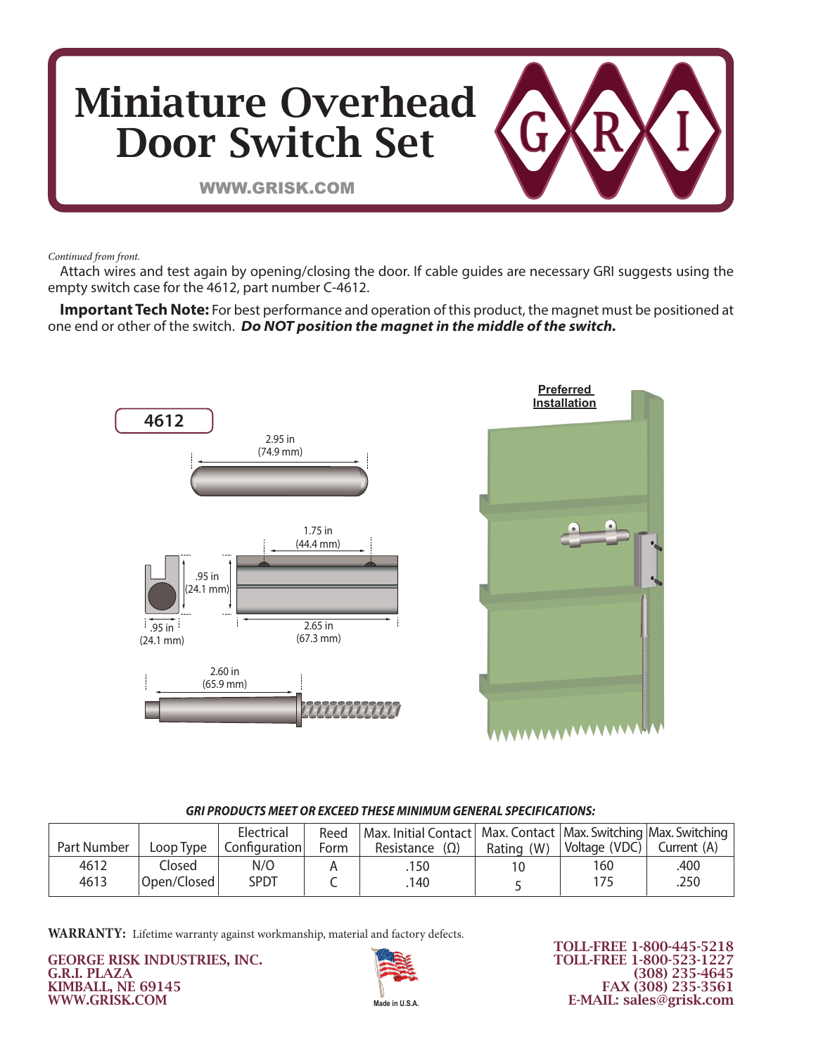# Miniature Overhead Door Switch Set

WWW.GRISK.COM

*Continued from front.*

Attach wires and test again by opening/closing the door. If cable guides are necessary GRI suggests using the empty switch case for the 4612, part number C-4612.

**Important Tech Note:** For best performance and operation of this product, the magnet must be positioned at one end or other of the switch. ***Do NOT position the magnet in the middle of the switch.***

4612

2.95 in (74.9 mm)

1.75 in (44.4 mm)

.95 in (24.1 mm)

.95 in (24.1 mm)

2.65 in (67.3 mm)

2.60 in (65.9 mm)

Preferred Installation

***GRI PRODUCTS MEET OR EXCEED THESE MINIMUM GENERAL SPECIFICATIONS:***

| Part Number | Loop Type | Electrical Configuration | Reed Form | Max. Initial Contact Resistance (Ω) | Max. Contact Rating (W) | Max. Switching Voltage (VDC) | Max. Switching Current (A) |
|---|---|---|---|---|---|---|---|
| 4612 | Closed | N/O | A | .150 | 10 | 160 | .400 |
| 4613 | Open/Closed | SPDT | C | .140 | 5 | 175 | .250 |

**WARRANTY:** Lifetime warranty against workmanship, material and factory defects.

**GEORGE RISK INDUSTRIES, INC.**
**G.R.I. PLAZA**
**KIMBALL, NE 69145**
**WWW.GRISK.COM**

Made in U.S.A.

**TOLL-FREE 1-800-445-5218**
**TOLL-FREE 1-800-523-1227**
**(308) 235-4645**
**FAX (308) 235-3561**
**E-MAIL: sales@grisk.com**